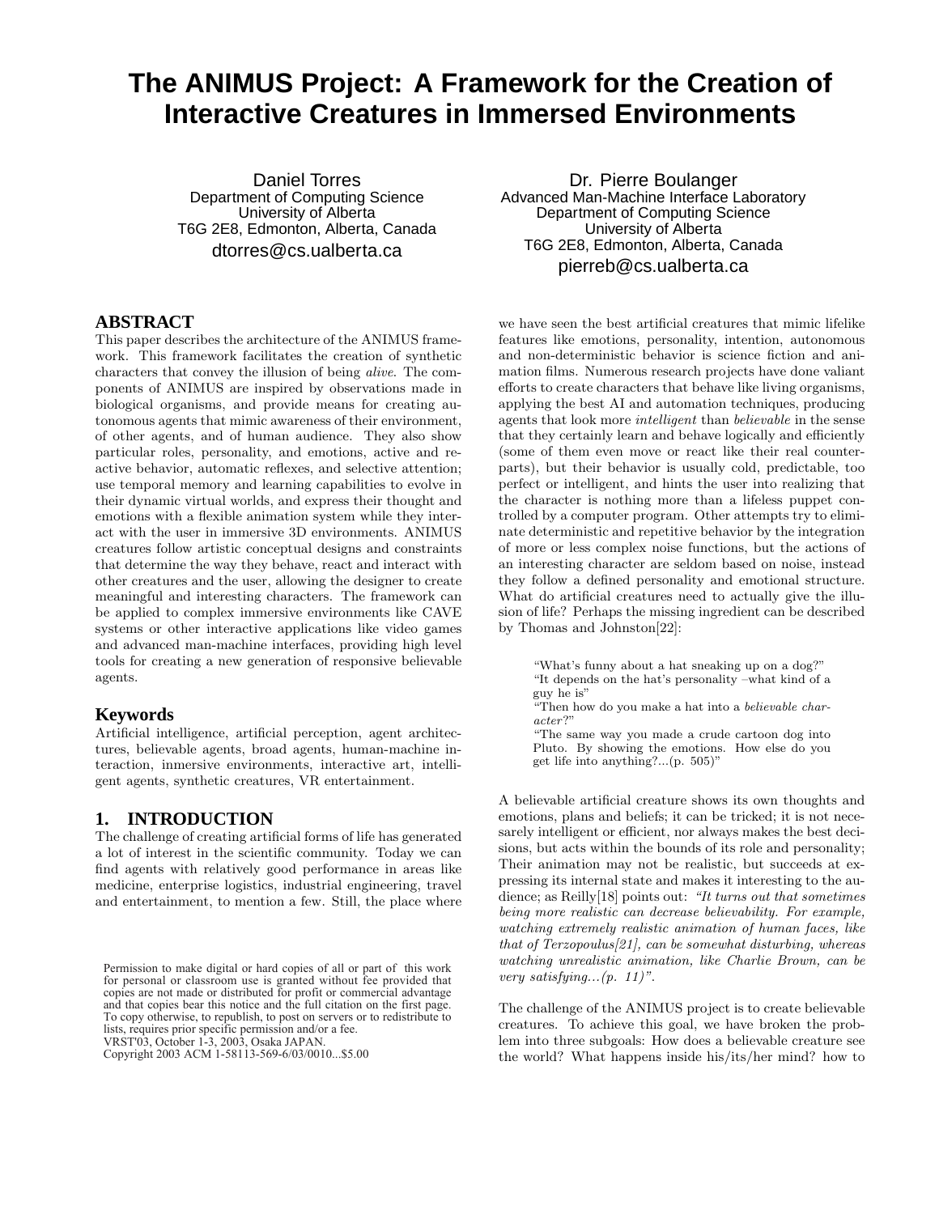# The ANIMUS Project: A Framework for the Creation of Interactive Creatures in Immersed Environments

Daniel Torres
Department of Computing Science
University of Alberta
T6G 2E8, Edmonton, Alberta, Canada
dtorres@cs.ualberta.ca

Dr. Pierre Boulanger
Advanced Man-Machine Interface Laboratory
Department of Computing Science
University of Alberta
T6G 2E8, Edmonton, Alberta, Canada
pierreb@cs.ualberta.ca

## ABSTRACT

This paper describes the architecture of the ANIMUS framework. This framework facilitates the creation of synthetic characters that convey the illusion of being *alive*. The components of ANIMUS are inspired by observations made in biological organisms, and provide means for creating autonomous agents that mimic awareness of their environment, of other agents, and of human audience. They also show particular roles, personality, and emotions, active and reactive behavior, automatic reflexes, and selective attention; use temporal memory and learning capabilities to evolve in their dynamic virtual worlds, and express their thought and emotions with a flexible animation system while they interact with the user in immersive 3D environments. ANIMUS creatures follow artistic conceptual designs and constraints that determine the way they behave, react and interact with other creatures and the user, allowing the designer to create meaningful and interesting characters. The framework can be applied to complex immersive environments like CAVE systems or other interactive applications like video games and advanced man-machine interfaces, providing high level tools for creating a new generation of responsive believable agents.

### Keywords

Artificial intelligence, artificial perception, agent architectures, believable agents, broad agents, human-machine interaction, inmersive environments, interactive art, intelligent agents, synthetic creatures, VR entertainment.

## 1. INTRODUCTION

The challenge of creating artificial forms of life has generated a lot of interest in the scientific community. Today we can find agents with relatively good performance in areas like medicine, enterprise logistics, industrial engineering, travel and entertainment, to mention a few. Still, the place where we have seen the best artificial creatures that mimic lifelike features like emotions, personality, intention, autonomous and non-deterministic behavior is science fiction and animation films. Numerous research projects have done valiant efforts to create characters that behave like living organisms, applying the best AI and automation techniques, producing agents that look more *intelligent* than *believable* in the sense that they certainly learn and behave logically and efficiently (some of them even move or react like their real counterparts), but their behavior is usually cold, predictable, too perfect or intelligent, and hints the user into realizing that the character is nothing more than a lifeless puppet controlled by a computer program. Other attempts try to eliminate deterministic and repetitive behavior by the integration of more or less complex noise functions, but the actions of an interesting character are seldom based on noise, instead they follow a defined personality and emotional structure. What do artificial creatures need to actually give the illusion of life? Perhaps the missing ingredient can be described by Thomas and Johnston[22]:

> "What's funny about a hat sneaking up on a dog?"
> "It depends on the hat's personality –what kind of a guy he is"
> "Then how do you make a hat into a *believable character?*"
> "The same way you made a crude cartoon dog into Pluto. By showing the emotions. How else do you get life into anything?...(p. 505)"

A believable artificial creature shows its own thoughts and emotions, plans and beliefs; it can be tricked; it is not necesarely intelligent or efficient, nor always makes the best decisions, but acts within the bounds of its role and personality; Their animation may not be realistic, but succeeds at expressing its internal state and makes it interesting to the audience; as Reilly[18] points out: *"It turns out that sometimes being more realistic can decrease believability. For example, watching extremely realistic animation of human faces, like that of Terzopoulus[21], can be somewhat disturbing, whereas watching unrealistic animation, like Charlie Brown, can be very satisfying...(p. 11)"*.

The challenge of the ANIMUS project is to create believable creatures. To achieve this goal, we have broken the problem into three subgoals: How does a believable creature see the world? What happens inside his/its/her mind? how to

Permission to make digital or hard copies of all or part of this work for personal or classroom use is granted without fee provided that copies are not made or distributed for profit or commercial advantage and that copies bear this notice and the full citation on the first page. To copy otherwise, to republish, to post on servers or to redistribute to lists, requires prior specific permission and/or a fee.
VRST'03, October 1-3, 2003, Osaka JAPAN.
Copyright 2003 ACM 1-58113-569-6/03/0010...$5.00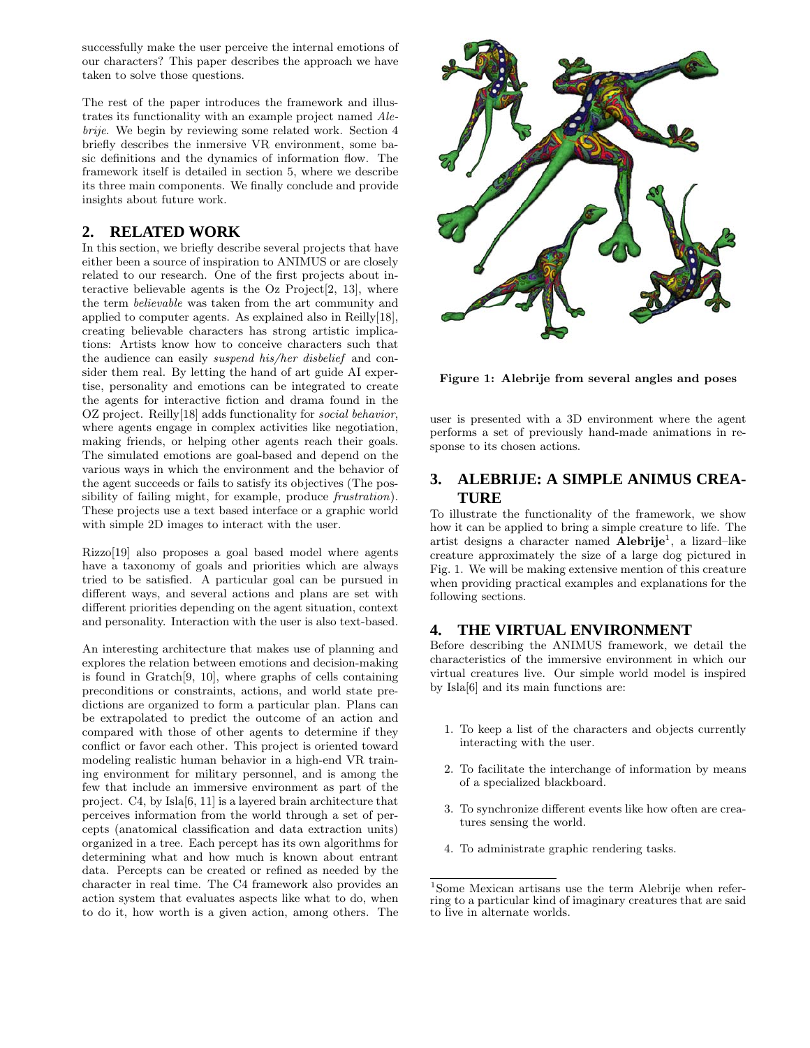successfully make the user perceive the internal emotions of our characters? This paper describes the approach we have taken to solve those questions.

The rest of the paper introduces the framework and illustrates its functionality with an example project named *Alebrije*. We begin by reviewing some related work. Section 4 briefly describes the inmersive VR environment, some basic definitions and the dynamics of information flow. The framework itself is detailed in section 5, where we describe its three main components. We finally conclude and provide insights about future work.

## 2. RELATED WORK

In this section, we briefly describe several projects that have either been a source of inspiration to ANIMUS or are closely related to our research. One of the first projects about interactive believable agents is the Oz Project[2, 13], where the term *believable* was taken from the art community and applied to computer agents. As explained also in Reilly[18], creating believable characters has strong artistic implications: Artists know how to conceive characters such that the audience can easily *suspend his/her disbelief* and consider them real. By letting the hand of art guide AI expertise, personality and emotions can be integrated to create the agents for interactive fiction and drama found in the OZ project. Reilly[18] adds functionality for *social behavior*, where agents engage in complex activities like negotiation, making friends, or helping other agents reach their goals. The simulated emotions are goal-based and depend on the various ways in which the environment and the behavior of the agent succeeds or fails to satisfy its objectives (The possibility of failing might, for example, produce *frustration*). These projects use a text based interface or a graphic world with simple 2D images to interact with the user.

Rizzo[19] also proposes a goal based model where agents have a taxonomy of goals and priorities which are always tried to be satisfied. A particular goal can be pursued in different ways, and several actions and plans are set with different priorities depending on the agent situation, context and personality. Interaction with the user is also text-based.

An interesting architecture that makes use of planning and explores the relation between emotions and decision-making is found in Gratch[9, 10], where graphs of cells containing preconditions or constraints, actions, and world state predictions are organized to form a particular plan. Plans can be extrapolated to predict the outcome of an action and compared with those of other agents to determine if they conflict or favor each other. This project is oriented toward modeling realistic human behavior in a high-end VR training environment for military personnel, and is among the few that include an immersive environment as part of the project. C4, by Isla[6, 11] is a layered brain architecture that perceives information from the world through a set of percepts (anatomical classification and data extraction units) organized in a tree. Each percept has its own algorithms for determining what and how much is known about entrant data. Percepts can be created or refined as needed by the character in real time. The C4 framework also provides an action system that evaluates aspects like what to do, when to do it, how worth is a given action, among others. The user is presented with a 3D environment where the agent performs a set of previously hand-made animations in response to its chosen actions.

**Figure 1: Alebrije from several angles and poses**

## 3. ALEBRIJE: A SIMPLE ANIMUS CREATURE

To illustrate the functionality of the framework, we show how it can be applied to bring a simple creature to life. The artist designs a character named **Alebrije**[1], a lizard–like creature approximately the size of a large dog pictured in Fig. 1. We will be making extensive mention of this creature when providing practical examples and explanations for the following sections.

## 4. THE VIRTUAL ENVIRONMENT

Before describing the ANIMUS framework, we detail the characteristics of the immersive environment in which our virtual creatures live. Our simple world model is inspired by Isla[6] and its main functions are:

1. To keep a list of the characters and objects currently interacting with the user.
2. To facilitate the interchange of information by means of a specialized blackboard.
3. To synchronize different events like how often are creatures sensing the world.
4. To administrate graphic rendering tasks.

[1] Some Mexican artisans use the term Alebrije when referring to a particular kind of imaginary creatures that are said to live in alternate worlds.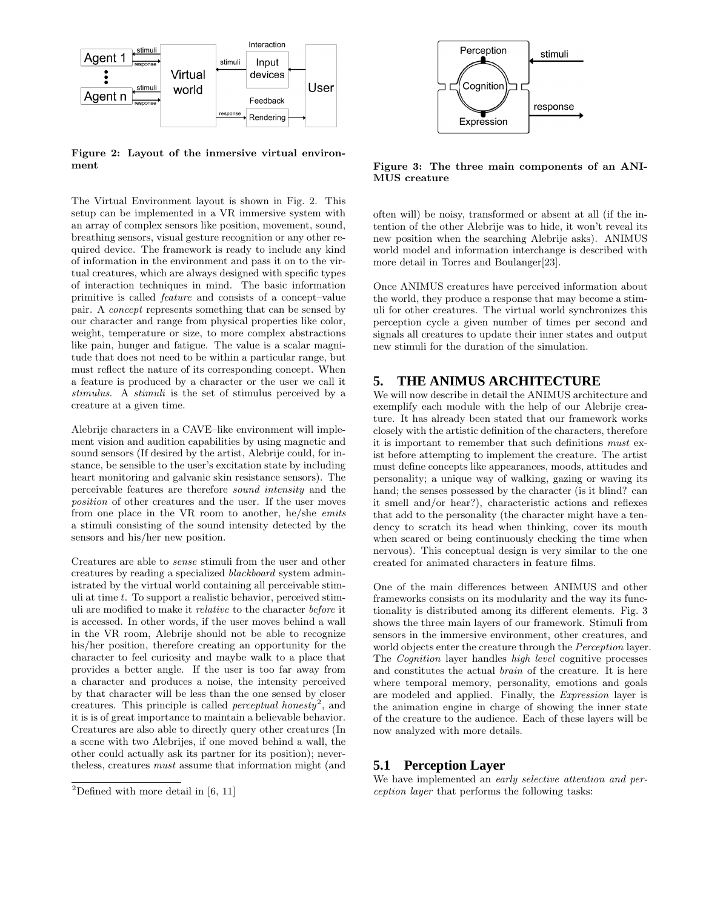Agent 1
stimuli
response
Agent n
stimuli
response
Virtual world
stimuli
Interaction
Input devices
Feedback
response
Rendering
User

**Figure 2: Layout of the inmersive virtual environment**

The Virtual Environment layout is shown in Fig. 2. This setup can be implemented in a VR immersive system with an array of complex sensors like position, movement, sound, breathing sensors, visual gesture recognition or any other required device. The framework is ready to include any kind of information in the environment and pass it on to the virtual creatures, which are always designed with specific types of interaction techniques in mind. The basic information primitive is called *feature* and consists of a concept–value pair. A *concept* represents something that can be sensed by our character and range from physical properties like color, weight, temperature or size, to more complex abstractions like pain, hunger and fatigue. The value is a scalar magnitude that does not need to be within a particular range, but must reflect the nature of its corresponding concept. When a feature is produced by a character or the user we call it *stimulus*. A *stimuli* is the set of stimulus perceived by a creature at a given time.

Alebrije characters in a CAVE–like environment will implement vision and audition capabilities by using magnetic and sound sensors (If desired by the artist, Alebrije could, for instance, be sensible to the user's excitation state by including heart monitoring and galvanic skin resistance sensors). The perceivable features are therefore *sound intensity* and the *position* of other creatures and the user. If the user moves from one place in the VR room to another, he/she *emits* a stimuli consisting of the sound intensity detected by the sensors and his/her new position.

Creatures are able to *sense* stimuli from the user and other creatures by reading a specialized *blackboard* system administrated by the virtual world containing all perceivable stimuli at time *t*. To support a realistic behavior, perceived stimuli are modified to make it *relative* to the character *before* it is accessed. In other words, if the user moves behind a wall in the VR room, Alebrije should not be able to recognize his/her position, therefore creating an opportunity for the character to feel curiosity and maybe walk to a place that provides a better angle. If the user is too far away from a character and produces a noise, the intensity perceived by that character will be less than the one sensed by closer creatures. This principle is called *perceptual honesty*[2], and it is is of great importance to maintain a believable behavior. Creatures are also able to directly query other creatures (In a scene with two Alebrijes, if one moved behind a wall, the other could actually ask its partner for its position); nevertheless, creatures *must* assume that information might (and often will) be noisy, transformed or absent at all (if the intention of the other Alebrije was to hide, it won't reveal its new position when the searching Alebrije asks). ANIMUS world model and information interchange is described with more detail in Torres and Boulanger[23].

[2]Defined with more detail in [6, 11]

Perception
stimuli
Cognition
response
Expression

**Figure 3: The three main components of an ANIMUS creature**

Once ANIMUS creatures have perceived information about the world, they produce a response that may become a stimuli for other creatures. The virtual world synchronizes this perception cycle a given number of times per second and signals all creatures to update their inner states and output new stimuli for the duration of the simulation.

## 5. THE ANIMUS ARCHITECTURE

We will now describe in detail the ANIMUS architecture and exemplify each module with the help of our Alebrije creature. It has already been stated that our framework works closely with the artistic definition of the characters, therefore it is important to remember that such definitions *must* exist before attempting to implement the creature. The artist must define concepts like appearances, moods, attitudes and personality; a unique way of walking, gazing or waving its hand; the senses possessed by the character (is it blind? can it smell and/or hear?), characteristic actions and reflexes that add to the personality (the character might have a tendency to scratch its head when thinking, cover its mouth when scared or being continuously checking the time when nervous). This conceptual design is very similar to the one created for animated characters in feature films.

One of the main differences between ANIMUS and other frameworks consists on its modularity and the way its functionality is distributed among its different elements. Fig. 3 shows the three main layers of our framework. Stimuli from sensors in the immersive environment, other creatures, and world objects enter the creature through the *Perception* layer. The *Cognition* layer handles *high level* cognitive processes and constitutes the actual *brain* of the creature. It is here where temporal memory, personality, emotions and goals are modeled and applied. Finally, the *Expression* layer is the animation engine in charge of showing the inner state of the creature to the audience. Each of these layers will be now analyzed with more details.

### 5.1 Perception Layer

We have implemented an *early selective attention and perception layer* that performs the following tasks: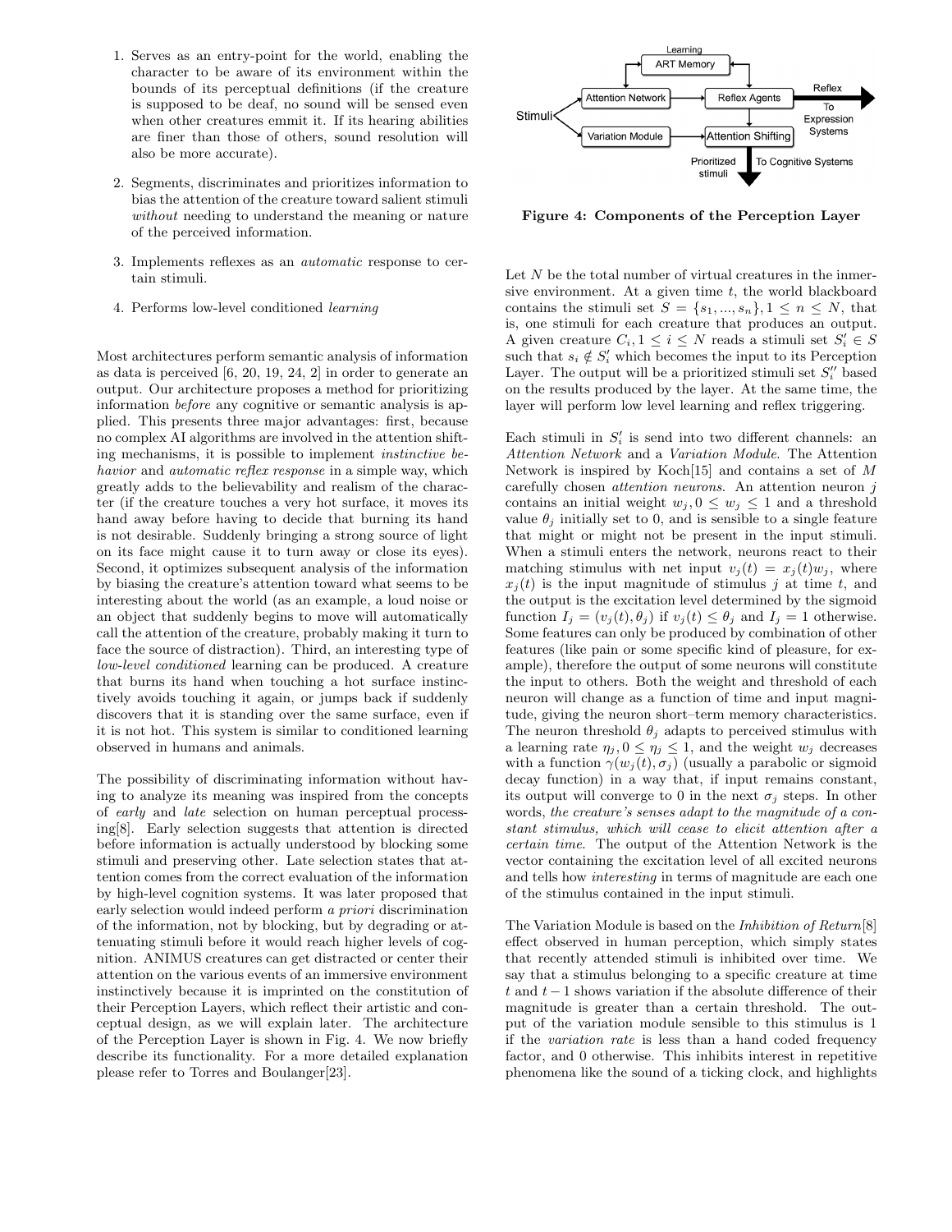1. Serves as an entry-point for the world, enabling the character to be aware of its environment within the bounds of its perceptual definitions (if the creature is supposed to be deaf, no sound will be sensed even when other creatures emmit it. If its hearing abilities are finer than those of others, sound resolution will also be more accurate).

2. Segments, discriminates and prioritizes information to bias the attention of the creature toward salient stimuli *without* needing to understand the meaning or nature of the perceived information.

3. Implements reflexes as an *automatic* response to certain stimuli.

4. Performs low-level conditioned *learning*

Most architectures perform semantic analysis of information as data is perceived [6, 20, 19, 24, 2] in order to generate an output. Our architecture proposes a method for prioritizing information *before* any cognitive or semantic analysis is applied. This presents three major advantages: first, because no complex AI algorithms are involved in the attention shifting mechanisms, it is possible to implement *instinctive behavior* and *automatic reflex response* in a simple way, which greatly adds to the believability and realism of the character (if the creature touches a very hot surface, it moves its hand away before having to decide that burning its hand is not desirable. Suddenly bringing a strong source of light on its face might cause it to turn away or close its eyes). Second, it optimizes subsequent analysis of the information by biasing the creature's attention toward what seems to be interesting about the world (as an example, a loud noise or an object that suddenly begins to move will automatically call the attention of the creature, probably making it turn to face the source of distraction). Third, an interesting type of *low-level conditioned* learning can be produced. A creature that burns its hand when touching a hot surface instinctively avoids touching it again, or jumps back if suddenly discovers that it is standing over the same surface, even if it is not hot. This system is similar to conditioned learning observed in humans and animals.

The possibility of discriminating information without having to analyze its meaning was inspired from the concepts of *early* and *late* selection on human perceptual processing[8]. Early selection suggests that attention is directed before information is actually understood by blocking some stimuli and preserving other. Late selection states that attention comes from the correct evaluation of the information by high-level cognition systems. It was later proposed that early selection would indeed perform *a priori* discrimination of the information, not by blocking, but by degrading or attenuating stimuli before it would reach higher levels of cognition. ANIMUS creatures can get distracted or center their attention on the various events of an immersive environment instinctively because it is imprinted on the constitution of their Perception Layers, which reflect their artistic and conceptual design, as we will explain later. The architecture of the Perception Layer is shown in Fig. 4. We now briefly describe its functionality. For a more detailed explanation please refer to Torres and Boulanger[23].

Learning
ART Memory
Attention Network
Reflex Agents
Reflex
To Expression Systems
Stimuli
Variation Module
Attention Shifting
Prioritized stimuli
To Cognitive Systems

**Figure 4: Components of the Perception Layer**

Let $N$ be the total number of virtual creatures in the inmersive environment. At a given time $t$, the world blackboard contains the stimuli set $S = \{s_1, ..., s_n\}, 1 \leq n \leq N$, that is, one stimuli for each creature that produces an output. A given creature $C_i, 1 \leq i \leq N$ reads a stimuli set $S'_i \in S$ such that $s_i \notin S'_i$ which becomes the input to its Perception Layer. The output will be a prioritized stimuli set $S''_i$ based on the results produced by the layer. At the same time, the layer will perform low level learning and reflex triggering.

Each stimuli in $S'_i$ is send into two different channels: an *Attention Network* and a *Variation Module*. The Attention Network is inspired by Koch[15] and contains a set of $M$ carefully chosen *attention neurons*. An attention neuron $j$ contains an initial weight $w_j, 0 \leq w_j \leq 1$ and a threshold value $\theta_j$ initially set to 0, and is sensible to a single feature that might or might not be present in the input stimuli. When a stimuli enters the network, neurons react to their matching stimulus with net input $v_j(t) = x_j(t)w_j$, where $x_j(t)$ is the input magnitude of stimulus $j$ at time $t$, and the output is the excitation level determined by the sigmoid function $I_j = (v_j(t), \theta_j)$ if $v_j(t) \leq \theta_j$ and $I_j = 1$ otherwise. Some features can only be produced by combination of other features (like pain or some specific kind of pleasure, for example), therefore the output of some neurons will constitute the input to others. Both the weight and threshold of each neuron will change as a function of time and input magnitude, giving the neuron short–term memory characteristics. The neuron threshold $\theta_j$ adapts to perceived stimulus with a learning rate $\eta_j, 0 \leq \eta_j \leq 1$, and the weight $w_j$ decreases with a function $\gamma(w_j(t), \sigma_j)$ (usually a parabolic or sigmoid decay function) in a way that, if input remains constant, its output will converge to 0 in the next $\sigma_j$ steps. In other words, *the creature's senses adapt to the magnitude of a constant stimulus, which will cease to elicit attention after a certain time*. The output of the Attention Network is the vector containing the excitation level of all excited neurons and tells how *interesting* in terms of magnitude are each one of the stimulus contained in the input stimuli.

The Variation Module is based on the *Inhibition of Return*[8] effect observed in human perception, which simply states that recently attended stimuli is inhibited over time. We say that a stimulus belonging to a specific creature at time $t$ and $t-1$ shows variation if the absolute difference of their magnitude is greater than a certain threshold. The output of the variation module sensible to this stimulus is 1 if the *variation rate* is less than a hand coded frequency factor, and 0 otherwise. This inhibits interest in repetitive phenomena like the sound of a ticking clock, and highlights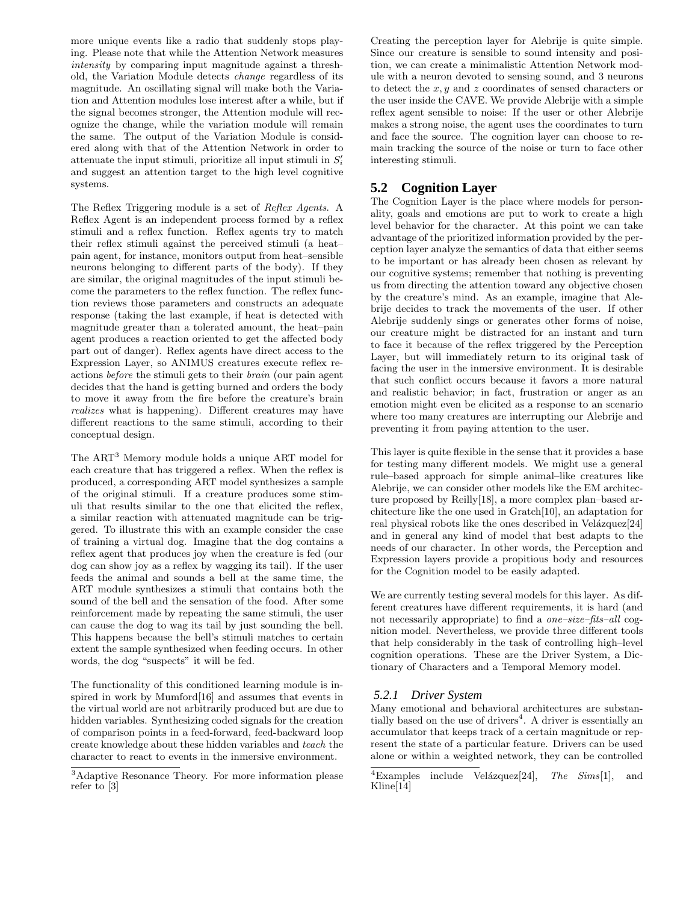more unique events like a radio that suddenly stops playing. Please note that while the Attention Network measures *intensity* by comparing input magnitude against a threshold, the Variation Module detects *change* regardless of its magnitude. An oscillating signal will make both the Variation and Attention modules lose interest after a while, but if the signal becomes stronger, the Attention module will recognize the change, while the variation module will remain the same. The output of the Variation Module is considered along with that of the Attention Network in order to attenuate the input stimuli, prioritize all input stimuli in $S_i'$ and suggest an attention target to the high level cognitive systems.

The Reflex Triggering module is a set of *Reflex Agents*. A Reflex Agent is an independent process formed by a reflex stimuli and a reflex function. Reflex agents try to match their reflex stimuli against the perceived stimuli (a heat–pain agent, for instance, monitors output from heat–sensible neurons belonging to different parts of the body). If they are similar, the original magnitudes of the input stimuli become the parameters to the reflex function. The reflex function reviews those parameters and constructs an adequate response (taking the last example, if heat is detected with magnitude greater than a tolerated amount, the heat–pain agent produces a reaction oriented to get the affected body part out of danger). Reflex agents have direct access to the Expression Layer, so ANIMUS creatures execute reflex reactions *before* the stimuli gets to their *brain* (our pain agent decides that the hand is getting burned and orders the body to move it away from the fire before the creature's brain *realizes* what is happening). Different creatures may have different reactions to the same stimuli, according to their conceptual design.

The ART[3] Memory module holds a unique ART model for each creature that has triggered a reflex. When the reflex is produced, a corresponding ART model synthesizes a sample of the original stimuli. If a creature produces some stimuli that results similar to the one that elicited the reflex, a similar reaction with attenuated magnitude can be triggered. To illustrate this with an example consider the case of training a virtual dog. Imagine that the dog contains a reflex agent that produces joy when the creature is fed (our dog can show joy as a reflex by wagging its tail). If the user feeds the animal and sounds a bell at the same time, the ART module synthesizes a stimuli that contains both the sound of the bell and the sensation of the food. After some reinforcement made by repeating the same stimuli, the user can cause the dog to wag its tail by just sounding the bell. This happens because the bell's stimuli matches to certain extent the sample synthesized when feeding occurs. In other words, the dog "suspects" it will be fed.

The functionality of this conditioned learning module is inspired in work by Mumford[16] and assumes that events in the virtual world are not arbitrarily produced but are due to hidden variables. Synthesizing coded signals for the creation of comparison points in a feed-forward, feed-backward loop create knowledge about these hidden variables and *teach* the character to react to events in the inmersive environment.

[3]Adaptive Resonance Theory. For more information please refer to [3]

Creating the perception layer for Alebrije is quite simple. Since our creature is sensible to sound intensity and position, we can create a minimalistic Attention Network module with a neuron devoted to sensing sound, and 3 neurons to detect the $x, y$ and $z$ coordinates of sensed characters or the user inside the CAVE. We provide Alebrije with a simple reflex agent sensible to noise: If the user or other Alebrije makes a strong noise, the agent uses the coordinates to turn and face the source. The cognition layer can choose to remain tracking the source of the noise or turn to face other interesting stimuli.

## 5.2 Cognition Layer

The Cognition Layer is the place where models for personality, goals and emotions are put to work to create a high level behavior for the character. At this point we can take advantage of the prioritized information provided by the perception layer analyze the semantics of data that either seems to be important or has already been chosen as relevant by our cognitive systems; remember that nothing is preventing us from directing the attention toward any objective chosen by the creature's mind. As an example, imagine that Alebrije decides to track the movements of the user. If other Alebrije suddenly sings or generates other forms of noise, our creature might be distracted for an instant and turn to face it because of the reflex triggered by the Perception Layer, but will immediately return to its original task of facing the user in the inmersive environment. It is desirable that such conflict occurs because it favors a more natural and realistic behavior; in fact, frustration or anger as an emotion might even be elicited as a response to an scenario where too many creatures are interrupting our Alebrije and preventing it from paying attention to the user.

This layer is quite flexible in the sense that it provides a base for testing many different models. We might use a general rule–based approach for simple animal–like creatures like Alebrije, we can consider other models like the EM architecture proposed by Reilly[18], a more complex plan–based architecture like the one used in Gratch[10], an adaptation for real physical robots like the ones described in Velázquez[24] and in general any kind of model that best adapts to the needs of our character. In other words, the Perception and Expression layers provide a propitious body and resources for the Cognition model to be easily adapted.

We are currently testing several models for this layer. As different creatures have different requirements, it is hard (and not necessarily appropriate) to find a *one–size–fits–all* cognition model. Nevertheless, we provide three different tools that help considerably in the task of controlling high–level cognition operations. These are the Driver System, a Dictionary of Characters and a Temporal Memory model.

### 5.2.1 Driver System

Many emotional and behavioral architectures are substantially based on the use of drivers[4]. A driver is essentially an accumulator that keeps track of a certain magnitude or represent the state of a particular feature. Drivers can be used alone or within a weighted network, they can be controlled

[4]Examples include Velázquez[24], *The Sims*[1], and Kline[14]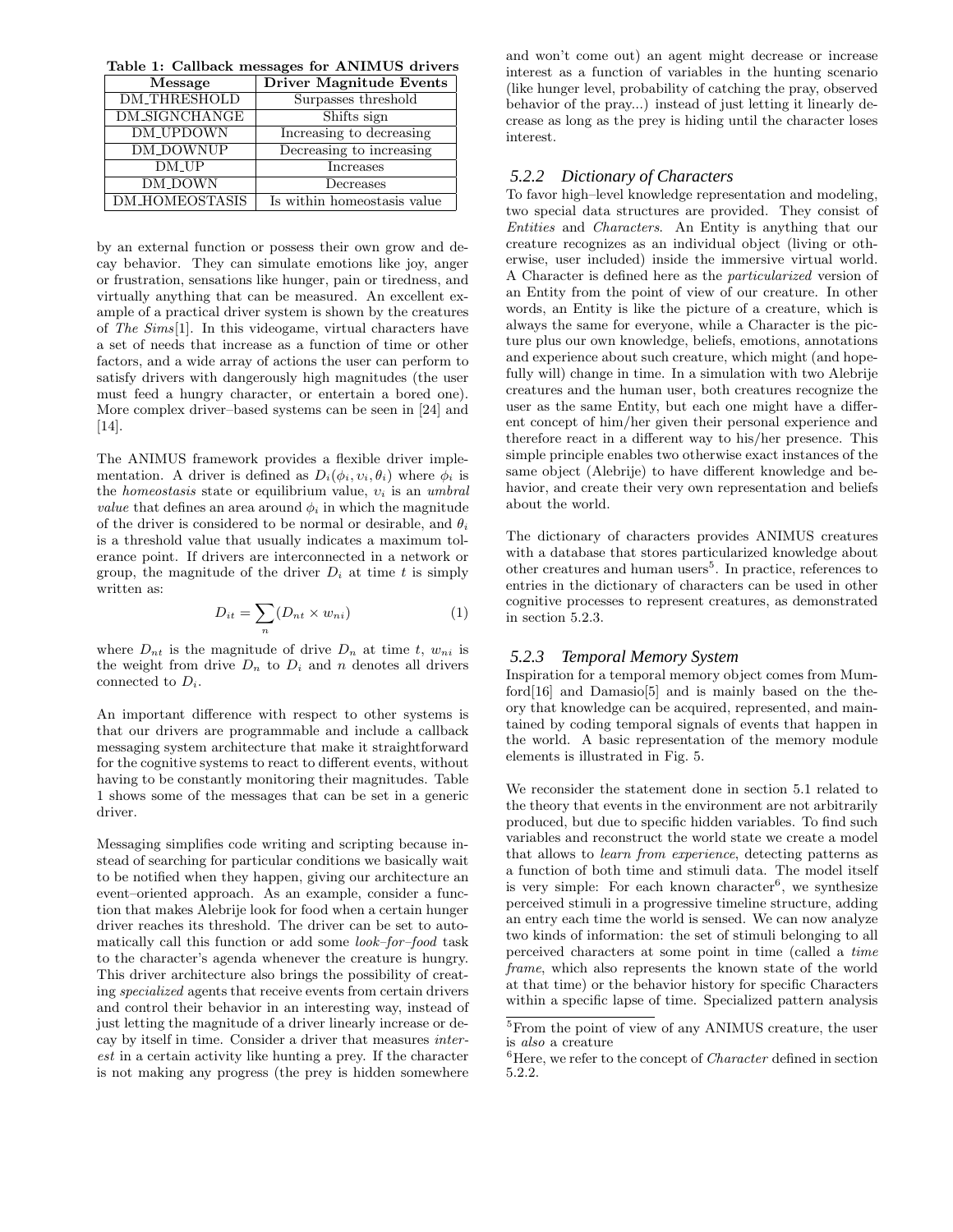**Table 1: Callback messages for ANIMUS drivers**

| Message | Driver Magnitude Events |
|---|---|
| DM_THRESHOLD | Surpasses threshold |
| DM_SIGNCHANGE | Shifts sign |
| DM_UPDOWN | Increasing to decreasing |
| DM_DOWNUP | Decreasing to increasing |
| DM_UP | Increases |
| DM_DOWN | Decreases |
| DM_HOMEOSTASIS | Is within homeostasis value |

by an external function or possess their own grow and decay behavior. They can simulate emotions like joy, anger or frustration, sensations like hunger, pain or tiredness, and virtually anything that can be measured. An excellent example of a practical driver system is shown by the creatures of *The Sims*[1]. In this videogame, virtual characters have a set of needs that increase as a function of time or other factors, and a wide array of actions the user can perform to satisfy drivers with dangerously high magnitudes (the user must feed a hungry character, or entertain a bored one). More complex driver–based systems can be seen in [24] and [14].

The ANIMUS framework provides a flexible driver implementation. A driver is defined as $D_i(\phi_i, \upsilon_i, \theta_i)$ where $\phi_i$ is the *homeostasis* state or equilibrium value, $\upsilon_i$ is an *umbral value* that defines an area around $\phi_i$ in which the magnitude of the driver is considered to be normal or desirable, and $\theta_i$ is a threshold value that usually indicates a maximum tolerance point. If drivers are interconnected in a network or group, the magnitude of the driver $D_i$ at time $t$ is simply written as:

$$D_{it} = \sum_{n} (D_{nt} \times w_{ni}) \tag{1}$$

where $D_{nt}$ is the magnitude of drive $D_n$ at time $t$, $w_{ni}$ is the weight from drive $D_n$ to $D_i$ and $n$ denotes all drivers connected to $D_i$.

An important difference with respect to other systems is that our drivers are programmable and include a callback messaging system architecture that make it straightforward for the cognitive systems to react to different events, without having to be constantly monitoring their magnitudes. Table 1 shows some of the messages that can be set in a generic driver.

Messaging simplifies code writing and scripting because instead of searching for particular conditions we basically wait to be notified when they happen, giving our architecture an event–oriented approach. As an example, consider a function that makes Alebrije look for food when a certain hunger driver reaches its threshold. The driver can be set to automatically call this function or add some *look–for–food* task to the character's agenda whenever the creature is hungry. This driver architecture also brings the possibility of creating *specialized* agents that receive events from certain drivers and control their behavior in an interesting way, instead of just letting the magnitude of a driver linearly increase or decay by itself in time. Consider a driver that measures *interest* in a certain activity like hunting a prey. If the character is not making any progress (the prey is hidden somewhere and won't come out) an agent might decrease or increase interest as a function of variables in the hunting scenario (like hunger level, probability of catching the pray, observed behavior of the pray...) instead of just letting it linearly decrease as long as the prey is hiding until the character loses interest.

### 5.2.2 Dictionary of Characters

To favor high–level knowledge representation and modeling, two special data structures are provided. They consist of *Entities* and *Characters*. An Entity is anything that our creature recognizes as an individual object (living or otherwise, user included) inside the immersive virtual world. A Character is defined here as the *particularized* version of an Entity from the point of view of our creature. In other words, an Entity is like the picture of a creature, which is always the same for everyone, while a Character is the picture plus our own knowledge, beliefs, emotions, annotations and experience about such creature, which might (and hopefully will) change in time. In a simulation with two Alebrije creatures and the human user, both creatures recognize the user as the same Entity, but each one might have a different concept of him/her given their personal experience and therefore react in a different way to his/her presence. This simple principle enables two otherwise exact instances of the same object (Alebrije) to have different knowledge and behavior, and create their very own representation and beliefs about the world.

The dictionary of characters provides ANIMUS creatures with a database that stores particularized knowledge about other creatures and human users[5]. In practice, references to entries in the dictionary of characters can be used in other cognitive processes to represent creatures, as demonstrated in section 5.2.3.

### 5.2.3 Temporal Memory System

Inspiration for a temporal memory object comes from Mumford[16] and Damasio[5] and is mainly based on the theory that knowledge can be acquired, represented, and maintained by coding temporal signals of events that happen in the world. A basic representation of the memory module elements is illustrated in Fig. 5.

We reconsider the statement done in section 5.1 related to the theory that events in the environment are not arbitrarily produced, but due to specific hidden variables. To find such variables and reconstruct the world state we create a model that allows to *learn from experience*, detecting patterns as a function of both time and stimuli data. The model itself is very simple: For each known character[6], we synthesize perceived stimuli in a progressive timeline structure, adding an entry each time the world is sensed. We can now analyze two kinds of information: the set of stimuli belonging to all perceived characters at some point in time (called a *time frame*, which also represents the known state of the world at that time) or the behavior history for specific Characters within a specific lapse of time. Specialized pattern analysis

[5] From the point of view of any ANIMUS creature, the user is *also* a creature

[6] Here, we refer to the concept of *Character* defined in section 5.2.2.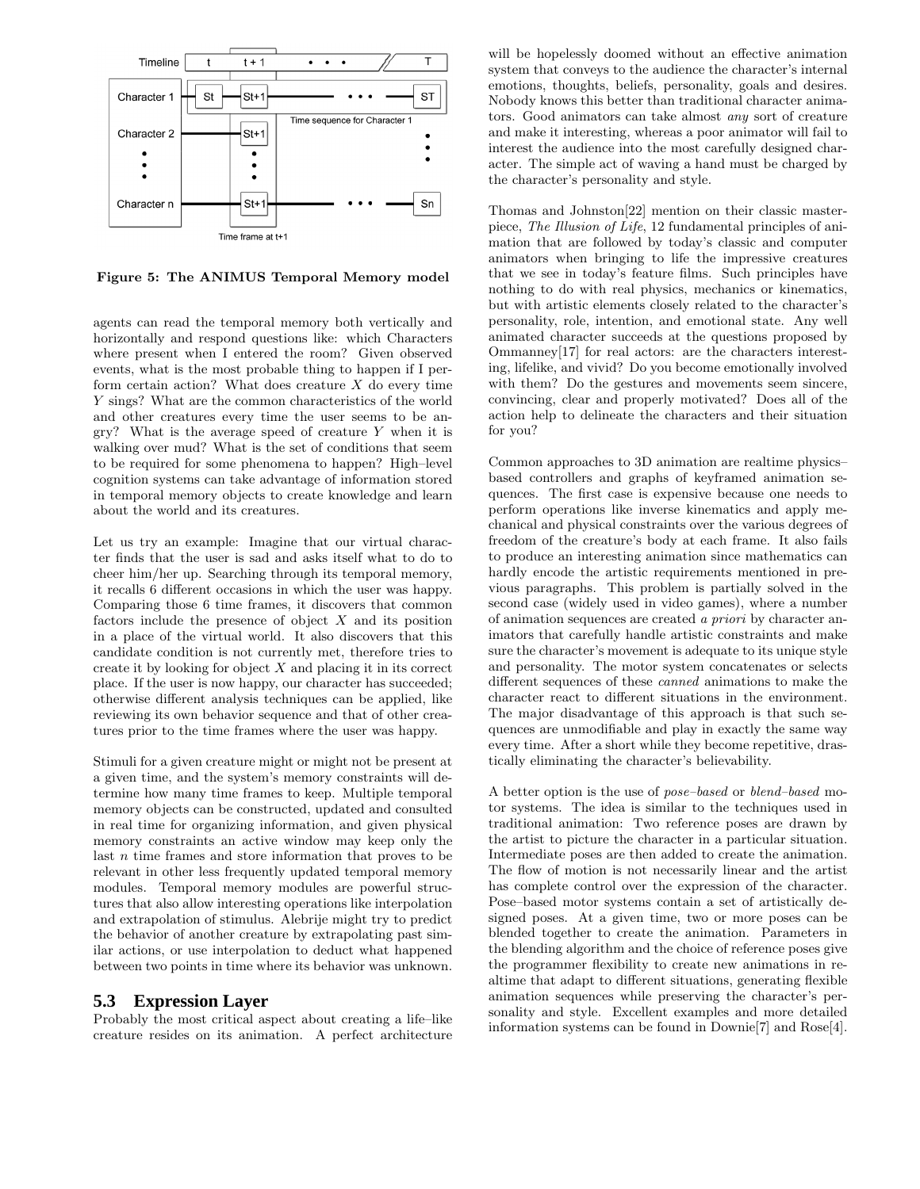Figure 5: The ANIMUS Temporal Memory model

agents can read the temporal memory both vertically and horizontally and respond questions like: which Characters where present when I entered the room? Given observed events, what is the most probable thing to happen if I perform certain action? What does creature $X$ do every time $Y$ sings? What are the common characteristics of the world and other creatures every time the user seems to be angry? What is the average speed of creature $Y$ when it is walking over mud? What is the set of conditions that seem to be required for some phenomena to happen? High–level cognition systems can take advantage of information stored in temporal memory objects to create knowledge and learn about the world and its creatures.

Let us try an example: Imagine that our virtual character finds that the user is sad and asks itself what to do to cheer him/her up. Searching through its temporal memory, it recalls 6 different occasions in which the user was happy. Comparing those 6 time frames, it discovers that common factors include the presence of object $X$ and its position in a place of the virtual world. It also discovers that this candidate condition is not currently met, therefore tries to create it by looking for object $X$ and placing it in its correct place. If the user is now happy, our character has succeeded; otherwise different analysis techniques can be applied, like reviewing its own behavior sequence and that of other creatures prior to the time frames where the user was happy.

Stimuli for a given creature might or might not be present at a given time, and the system's memory constraints will determine how many time frames to keep. Multiple temporal memory objects can be constructed, updated and consulted in real time for organizing information, and given physical memory constraints an active window may keep only the last $n$ time frames and store information that proves to be relevant in other less frequently updated temporal memory modules. Temporal memory modules are powerful structures that also allow interesting operations like interpolation and extrapolation of stimulus. Alebrije might try to predict the behavior of another creature by extrapolating past similar actions, or use interpolation to deduct what happened between two points in time where its behavior was unknown.

## 5.3 Expression Layer

Probably the most critical aspect about creating a life–like creature resides on its animation. A perfect architecture will be hopelessly doomed without an effective animation system that conveys to the audience the character's internal emotions, thoughts, beliefs, personality, goals and desires. Nobody knows this better than traditional character animators. Good animators can take almost *any* sort of creature and make it interesting, whereas a poor animator will fail to interest the audience into the most carefully designed character. The simple act of waving a hand must be charged by the character's personality and style.

Thomas and Johnston[22] mention on their classic masterpiece, *The Illusion of Life*, 12 fundamental principles of animation that are followed by today's classic and computer animators when bringing to life the impressive creatures that we see in today's feature films. Such principles have nothing to do with real physics, mechanics or kinematics, but with artistic elements closely related to the character's personality, role, intention, and emotional state. Any well animated character succeeds at the questions proposed by Ommanney[17] for real actors: are the characters interesting, lifelike, and vivid? Do you become emotionally involved with them? Do the gestures and movements seem sincere, convincing, clear and properly motivated? Does all of the action help to delineate the characters and their situation for you?

Common approaches to 3D animation are realtime physics–based controllers and graphs of keyframed animation sequences. The first case is expensive because one needs to perform operations like inverse kinematics and apply mechanical and physical constraints over the various degrees of freedom of the creature's body at each frame. It also fails to produce an interesting animation since mathematics can hardly encode the artistic requirements mentioned in previous paragraphs. This problem is partially solved in the second case (widely used in video games), where a number of animation sequences are created *a priori* by character animators that carefully handle artistic constraints and make sure the character's movement is adequate to its unique style and personality. The motor system concatenates or selects different sequences of these *canned* animations to make the character react to different situations in the environment. The major disadvantage of this approach is that such sequences are unmodifiable and play in exactly the same way every time. After a short while they become repetitive, drastically eliminating the character's believability.

A better option is the use of *pose–based* or *blend–based* motor systems. The idea is similar to the techniques used in traditional animation: Two reference poses are drawn by the artist to picture the character in a particular situation. Intermediate poses are then added to create the animation. The flow of motion is not necessarily linear and the artist has complete control over the expression of the character. Pose–based motor systems contain a set of artistically designed poses. At a given time, two or more poses can be blended together to create the animation. Parameters in the blending algorithm and the choice of reference poses give the programmer flexibility to create new animations in realtime that adapt to different situations, generating flexible animation sequences while preserving the character's personality and style. Excellent examples and more detailed information systems can be found in Downie[7] and Rose[4].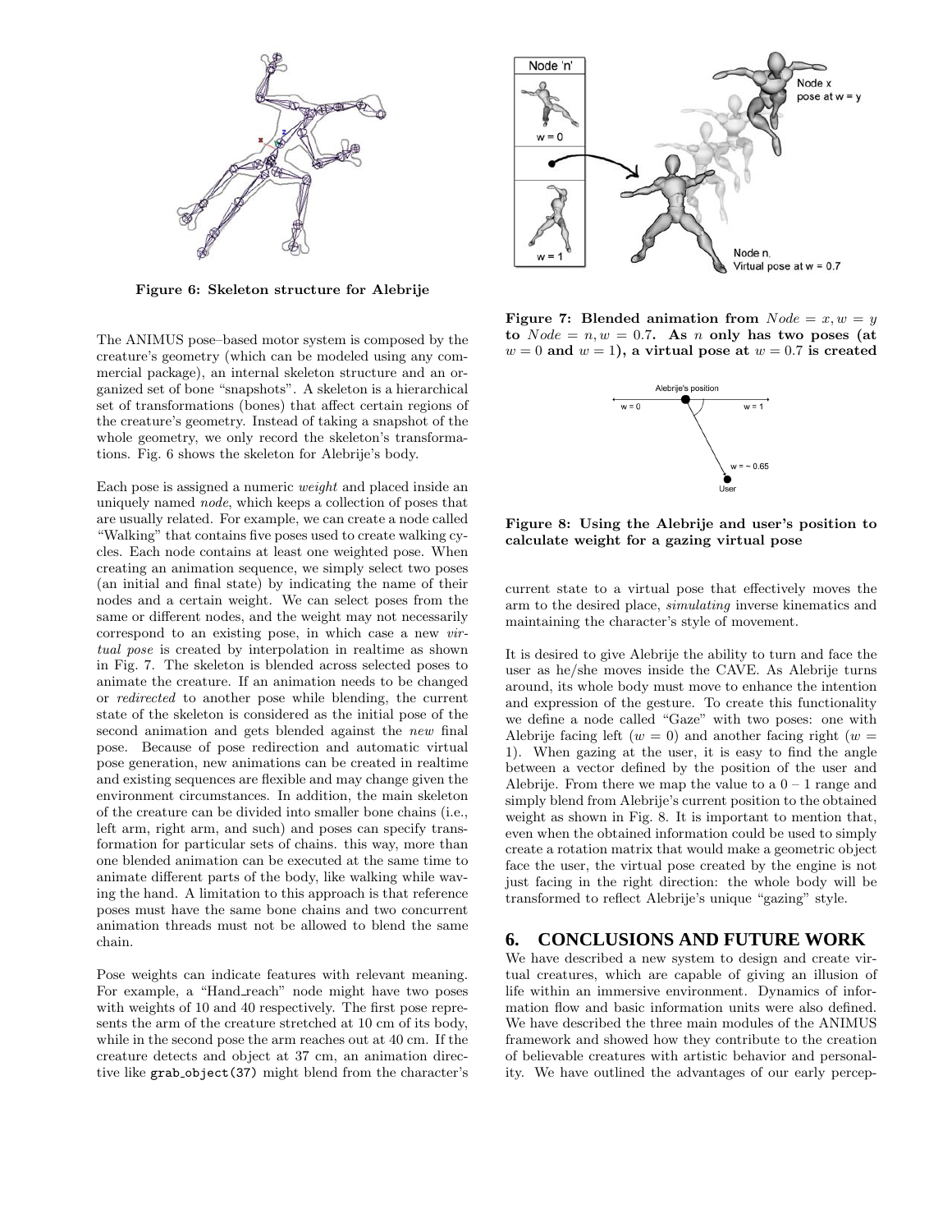Figure 6: Skeleton structure for Alebrije

The ANIMUS pose–based motor system is composed by the creature's geometry (which can be modeled using any commercial package), an internal skeleton structure and an organized set of bone "snapshots". A skeleton is a hierarchical set of transformations (bones) that affect certain regions of the creature's geometry. Instead of taking a snapshot of the whole geometry, we only record the skeleton's transformations. Fig. 6 shows the skeleton for Alebrije's body.

Each pose is assigned a numeric *weight* and placed inside an uniquely named *node*, which keeps a collection of poses that are usually related. For example, we can create a node called "Walking" that contains five poses used to create walking cycles. Each node contains at least one weighted pose. When creating an animation sequence, we simply select two poses (an initial and final state) by indicating the name of their nodes and a certain weight. We can select poses from the same or different nodes, and the weight may not necessarily correspond to an existing pose, in which case a new *virtual pose* is created by interpolation in realtime as shown in Fig. 7. The skeleton is blended across selected poses to animate the creature. If an animation needs to be changed or *redirected* to another pose while blending, the current state of the skeleton is considered as the initial pose of the second animation and gets blended against the *new* final pose. Because of pose redirection and automatic virtual pose generation, new animations can be created in realtime and existing sequences are flexible and may change given the environment circumstances. In addition, the main skeleton of the creature can be divided into smaller bone chains (i.e., left arm, right arm, and such) and poses can specify transformation for particular sets of chains. this way, more than one blended animation can be executed at the same time to animate different parts of the body, like walking while waving the hand. A limitation to this approach is that reference poses must have the same bone chains and two concurrent animation threads must not be allowed to blend the same chain.

Pose weights can indicate features with relevant meaning. For example, a "Hand_reach" node might have two poses with weights of 10 and 40 respectively. The first pose represents the arm of the creature stretched at 10 cm of its body, while in the second pose the arm reaches out at 40 cm. If the creature detects and object at 37 cm, an animation directive like `grab_object(37)` might blend from the character's current state to a virtual pose that effectively moves the arm to the desired place, *simulating* inverse kinematics and maintaining the character's style of movement.

Node 'n'

w = 0

w = 1

Node x
pose at w = y

Node n,
Virtual pose at w = 0.7

**Figure 7: Blended animation from $Node = x, w = y$ to $Node = n, w = 0.7$. As $n$ only has two poses (at $w = 0$ and $w = 1$), a virtual pose at $w = 0.7$ is created**

Alebrije's position

w = 0

w = 1

w = ~ 0.65

User

**Figure 8: Using the Alebrije and user's position to calculate weight for a gazing virtual pose**

It is desired to give Alebrije the ability to turn and face the user as he/she moves inside the CAVE. As Alebrije turns around, its whole body must move to enhance the intention and expression of the gesture. To create this functionality we define a node called "Gaze" with two poses: one with Alebrije facing left ($w = 0$) and another facing right ($w = 1$). When gazing at the user, it is easy to find the angle between a vector defined by the position of the user and Alebrije. From there we map the value to a 0 – 1 range and simply blend from Alebrije's current position to the obtained weight as shown in Fig. 8. It is important to mention that, even when the obtained information could be used to simply create a rotation matrix that would make a geometric object face the user, the virtual pose created by the engine is not just facing in the right direction: the whole body will be transformed to reflect Alebrije's unique "gazing" style.

## 6. CONCLUSIONS AND FUTURE WORK

We have described a new system to design and create virtual creatures, which are capable of giving an illusion of life within an immersive environment. Dynamics of information flow and basic information units were also defined. We have described the three main modules of the ANIMUS framework and showed how they contribute to the creation of believable creatures with artistic behavior and personality. We have outlined the advantages of our early percep-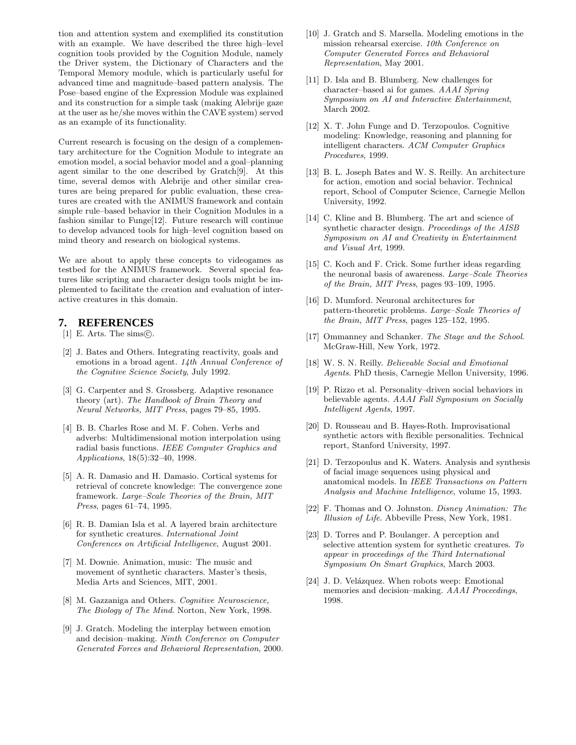tion and attention system and exemplified its constitution with an example. We have described the three high–level cognition tools provided by the Cognition Module, namely the Driver system, the Dictionary of Characters and the Temporal Memory module, which is particularly useful for advanced time and magnitude–based pattern analysis. The Pose–based engine of the Expression Module was explained and its construction for a simple task (making Alebrije gaze at the user as he/she moves within the CAVE system) served as an example of its functionality.

Current research is focusing on the design of a complementary architecture for the Cognition Module to integrate an emotion model, a social behavior model and a goal–planning agent similar to the one described by Gratch[9]. At this time, several demos with Alebrije and other similar creatures are being prepared for public evaluation, these creatures are created with the ANIMUS framework and contain simple rule–based behavior in their Cognition Modules in a fashion similar to Funge[12]. Future research will continue to develop advanced tools for high–level cognition based on mind theory and research on biological systems.

We are about to apply these concepts to videogames as testbed for the ANIMUS framework. Several special features like scripting and character design tools might be implemented to facilitate the creation and evaluation of interactive creatures in this domain.

## 7. REFERENCES

[1] E. Arts. The sims©.

[2] J. Bates and Others. Integrating reactivity, goals and emotions in a broad agent. *14th Annual Conference of the Cognitive Science Society*, July 1992.

[3] G. Carpenter and S. Grossberg. Adaptive resonance theory (art). *The Handbook of Brain Theory and Neural Networks, MIT Press*, pages 79–85, 1995.

[4] B. B. Charles Rose and M. F. Cohen. Verbs and adverbs: Multidimensional motion interpolation using radial basis functions. *IEEE Computer Graphics and Applications*, 18(5):32–40, 1998.

[5] A. R. Damasio and H. Damasio. Cortical systems for retrieval of concrete knowledge: The convergence zone framework. *Large–Scale Theories of the Brain, MIT Press*, pages 61–74, 1995.

[6] R. B. Damian Isla et al. A layered brain architecture for synthetic creatures. *International Joint Conferences on Artificial Intelligence*, August 2001.

[7] M. Downie. Animation, music: The music and movement of synthetic characters. Master's thesis, Media Arts and Sciences, MIT, 2001.

[8] M. Gazzaniga and Others. *Cognitive Neuroscience, The Biology of The Mind*. Norton, New York, 1998.

[9] J. Gratch. Modeling the interplay between emotion and decision–making. *Ninth Conference on Computer Generated Forces and Behavioral Representation*, 2000.

[10] J. Gratch and S. Marsella. Modeling emotions in the mission rehearsal exercise. *10th Conference on Computer Generated Forces and Behavioral Representation*, May 2001.

[11] D. Isla and B. Blumberg. New challenges for character–based ai for games. *AAAI Spring Symposium on AI and Interactive Entertainment*, March 2002.

[12] X. T. John Funge and D. Terzopoulos. Cognitive modeling: Knowledge, reasoning and planning for intelligent characters. *ACM Computer Graphics Procedures*, 1999.

[13] B. L. Joseph Bates and W. S. Reilly. An architecture for action, emotion and social behavior. Technical report, School of Computer Science, Carnegie Mellon University, 1992.

[14] C. Kline and B. Blumberg. The art and science of synthetic character design. *Proceedings of the AISB Symposium on AI and Creativity in Entertainment and Visual Art*, 1999.

[15] C. Koch and F. Crick. Some further ideas regarding the neuronal basis of awareness. *Large–Scale Theories of the Brain, MIT Press*, pages 93–109, 1995.

[16] D. Mumford. Neuronal architectures for pattern-theoretic problems. *Large–Scale Theories of the Brain, MIT Press*, pages 125–152, 1995.

[17] Ommanney and Schanker. *The Stage and the School*. McGraw-Hill, New York, 1972.

[18] W. S. N. Reilly. *Believable Social and Emotional Agents*. PhD thesis, Carnegie Mellon University, 1996.

[19] P. Rizzo et al. Personality–driven social behaviors in believable agents. *AAAI Fall Symposium on Socially Intelligent Agents*, 1997.

[20] D. Rousseau and B. Hayes-Roth. Improvisational synthetic actors with flexible personalities. Technical report, Stanford University, 1997.

[21] D. Terzopoulus and K. Waters. Analysis and synthesis of facial image sequences using physical and anatomical models. In *IEEE Transactions on Pattern Analysis and Machine Intelligence*, volume 15, 1993.

[22] F. Thomas and O. Johnston. *Disney Animation: The Illusion of Life*. Abbeville Press, New York, 1981.

[23] D. Torres and P. Boulanger. A perception and selective attention system for synthetic creatures. *To appear in proceedings of the Third International Symposium On Smart Graphics*, March 2003.

[24] J. D. Velázquez. When robots weep: Emotional memories and decision–making. *AAAI Proceedings*, 1998.